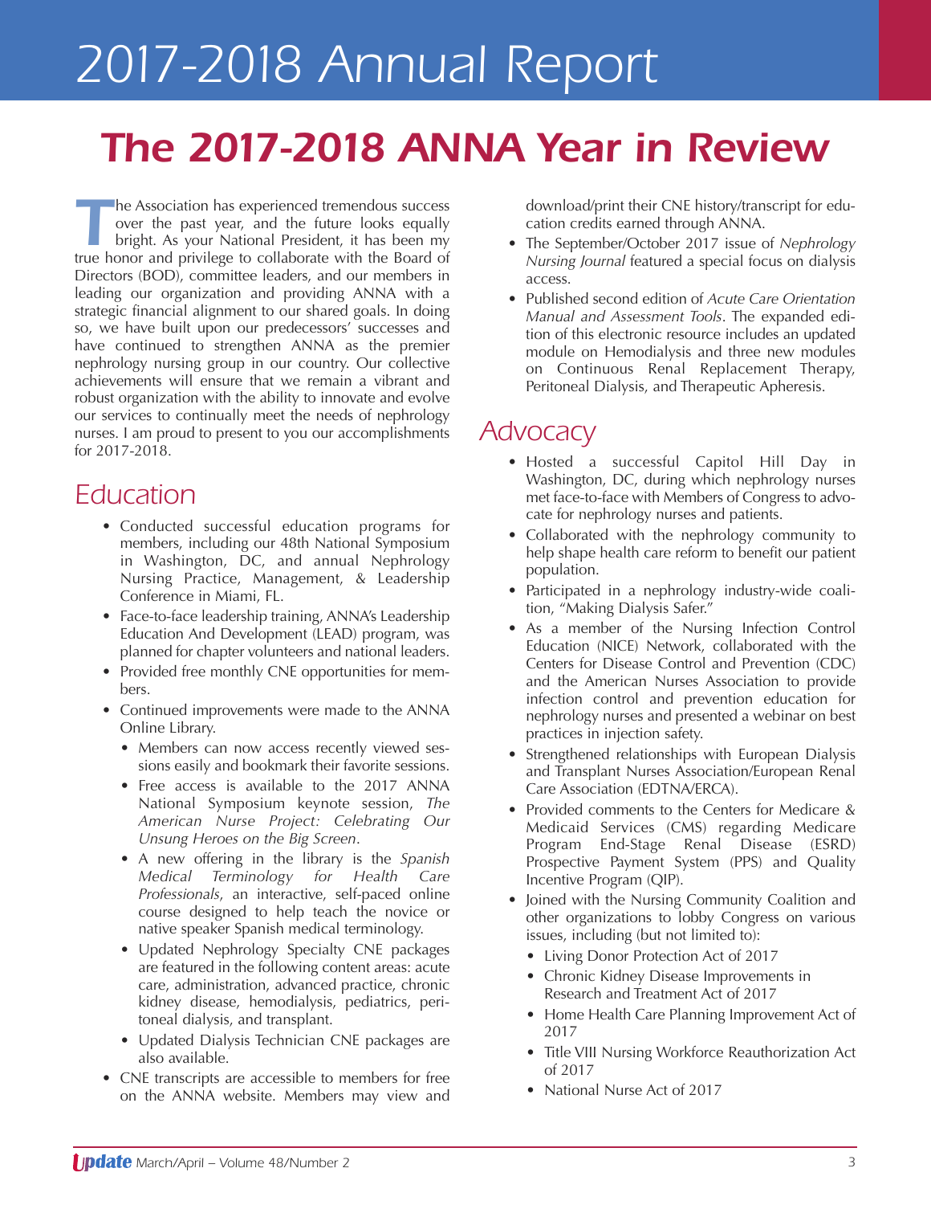# 2017-2018 Annual Report

## The 2017-2018 ANNA Year in Review

The Association has experienced tremendous success over the past year, and the future looks equally bright. As your National President, it has been my true honor and privilege to collaborate with the Board of Directors (BOD), committee leaders, and our members in leading our organization and providing ANNA with a strategic financial alignment to our shared goals. In doing so, we have built upon our predecessors' successes and have continued to strengthen ANNA as the premier nephrology nursing group in our country. Our collective achievements will ensure that we remain a vibrant and robust organization with the ability to innovate and evolve our services to continually meet the needs of nephrology nurses. I am proud to present to you our accomplishments for 2017-2018.

## Education

- Conducted successful education programs for members, including our 48th National Symposium in Washington, DC, and annual Nephrology Nursing Practice, Management, & Leadership Conference in Miami, FL.
- Face-to-face leadership training, ANNA's Leadership Education And Development (LEAD) program, was planned for chapter volunteers and national leaders.
- Provided free monthly CNE opportunities for members.
- Continued improvements were made to the ANNA Online Library.
  - Members can now access recently viewed sessions easily and bookmark their favorite sessions.
  - Free access is available to the 2017 ANNA National Symposium keynote session, *The American Nurse Project: Celebrating Our Unsung Heroes on the Big Screen*.
  - A new offering in the library is the *Spanish Medical Terminology for Health Care Professionals*, an interactive, self-paced online course designed to help teach the novice or native speaker Spanish medical terminology.
  - Updated Nephrology Specialty CNE packages are featured in the following content areas: acute care, administration, advanced practice, chronic kidney disease, hemodialysis, pediatrics, peritoneal dialysis, and transplant.
  - Updated Dialysis Technician CNE packages are also available.
- CNE transcripts are accessible to members for free on the ANNA website. Members may view and download/print their CNE history/transcript for education credits earned through ANNA.
- The September/October 2017 issue of *Nephrology Nursing Journal* featured a special focus on dialysis access.
- Published second edition of *Acute Care Orientation Manual and Assessment Tools*. The expanded edition of this electronic resource includes an updated module on Hemodialysis and three new modules on Continuous Renal Replacement Therapy, Peritoneal Dialysis, and Therapeutic Apheresis.

## Advocacy

- Hosted a successful Capitol Hill Day in Washington, DC, during which nephrology nurses met face-to-face with Members of Congress to advocate for nephrology nurses and patients.
- Collaborated with the nephrology community to help shape health care reform to benefit our patient population.
- Participated in a nephrology industry-wide coalition, "Making Dialysis Safer."
- As a member of the Nursing Infection Control Education (NICE) Network, collaborated with the Centers for Disease Control and Prevention (CDC) and the American Nurses Association to provide infection control and prevention education for nephrology nurses and presented a webinar on best practices in injection safety.
- Strengthened relationships with European Dialysis and Transplant Nurses Association/European Renal Care Association (EDTNA/ERCA).
- Provided comments to the Centers for Medicare & Medicaid Services (CMS) regarding Medicare Program End-Stage Renal Disease (ESRD) Prospective Payment System (PPS) and Quality Incentive Program (QIP).
- Joined with the Nursing Community Coalition and other organizations to lobby Congress on various issues, including (but not limited to):
  - Living Donor Protection Act of 2017
  - Chronic Kidney Disease Improvements in Research and Treatment Act of 2017
  - Home Health Care Planning Improvement Act of 2017
  - Title VIII Nursing Workforce Reauthorization Act of 2017
  - National Nurse Act of 2017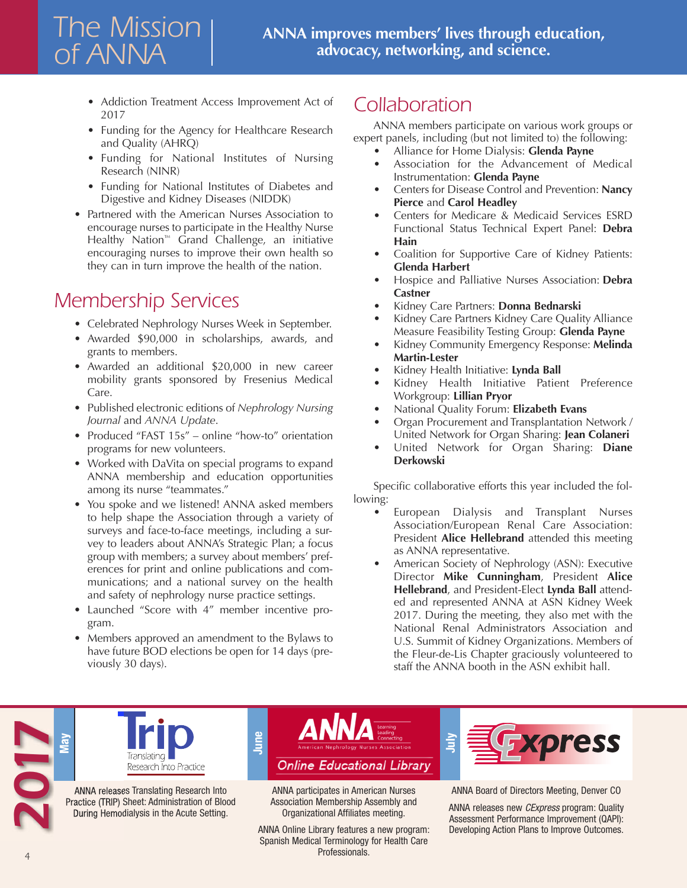# The Mission of ANNA

**ANNA improves members' lives through education, advocacy, networking, and science.**

- Addiction Treatment Access Improvement Act of 2017
- Funding for the Agency for Healthcare Research and Quality (AHRQ)
- Funding for National Institutes of Nursing Research (NINR)
- Funding for National Institutes of Diabetes and Digestive and Kidney Diseases (NIDDK)

- Partnered with the American Nurses Association to encourage nurses to participate in the Healthy Nurse Healthy Nation™ Grand Challenge, an initiative encouraging nurses to improve their own health so they can in turn improve the health of the nation.

## Membership Services

- Celebrated Nephrology Nurses Week in September.
- Awarded $90,000 in scholarships, awards, and grants to members.
- Awarded an additional $20,000 in new career mobility grants sponsored by Fresenius Medical Care.
- Published electronic editions of *Nephrology Nursing Journal* and *ANNA Update*.
- Produced "FAST 15s" – online "how-to" orientation programs for new volunteers.
- Worked with DaVita on special programs to expand ANNA membership and education opportunities among its nurse "teammates."
- You spoke and we listened! ANNA asked members to help shape the Association through a variety of surveys and face-to-face meetings, including a survey to leaders about ANNA's Strategic Plan; a focus group with members; a survey about members' preferences for print and online publications and communications; and a national survey on the health and safety of nephrology nurse practice settings.
- Launched "Score with 4" member incentive program.
- Members approved an amendment to the Bylaws to have future BOD elections be open for 14 days (previously 30 days).

## Collaboration

ANNA members participate on various work groups or expert panels, including (but not limited to) the following:

- Alliance for Home Dialysis: **Glenda Payne**
- Association for the Advancement of Medical Instrumentation: **Glenda Payne**
- Centers for Disease Control and Prevention: **Nancy Pierce** and **Carol Headley**
- Centers for Medicare & Medicaid Services ESRD Functional Status Technical Expert Panel: **Debra Hain**
- Coalition for Supportive Care of Kidney Patients: **Glenda Harbert**
- Hospice and Palliative Nurses Association: **Debra Castner**
- Kidney Care Partners: **Donna Bednarski**
- Kidney Care Partners Kidney Care Quality Alliance Measure Feasibility Testing Group: **Glenda Payne**
- Kidney Community Emergency Response: **Melinda Martin-Lester**
- Kidney Health Initiative: **Lynda Ball**
- Kidney Health Initiative Patient Preference Workgroup: **Lillian Pryor**
- National Quality Forum: **Elizabeth Evans**
- Organ Procurement and Transplantation Network / United Network for Organ Sharing: **Jean Colaneri**
- United Network for Organ Sharing: **Diane Derkowski**

Specific collaborative efforts this year included the following:

- European Dialysis and Transplant Nurses Association/European Renal Care Association: President **Alice Hellebrand** attended this meeting as ANNA representative.
- American Society of Nephrology (ASN): Executive Director **Mike Cunningham**, President **Alice Hellebrand**, and President-Elect **Lynda Ball** attended and represented ANNA at ASN Kidney Week 2017. During the meeting, they also met with the National Renal Administrators Association and U.S. Summit of Kidney Organizations. Members of the Fleur-de-Lis Chapter graciously volunteered to staff the ANNA booth in the ASN exhibit hall.

**2017**

**May** — Trip: Translating Research Into Practice

ANNA releases Translating Research Into Practice (TRIP) Sheet: Administration of Blood During Hemodialysis in the Acute Setting.

**June** — ANNA American Nephrology Nurses Association: Online Educational Library

ANNA participates in American Nurses Association Membership Assembly and Organizational Affiliates meeting.

ANNA Online Library features a new program: Spanish Medical Terminology for Health Care Professionals.

**July** — CExpress

ANNA Board of Directors Meeting, Denver CO

ANNA releases new *CExpress* program: Quality Assessment Performance Improvement (QAPI): Developing Action Plans to Improve Outcomes.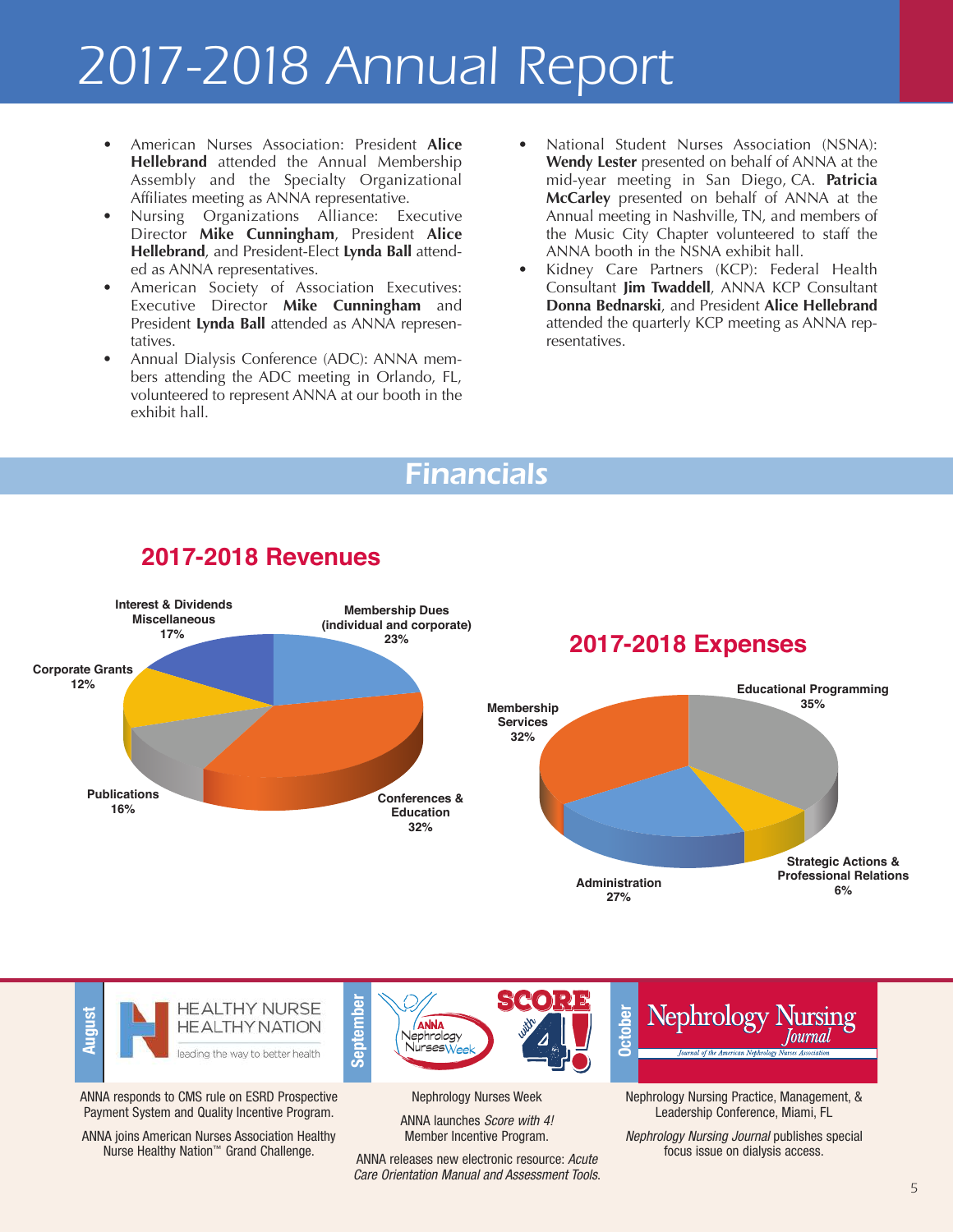# 2017-2018 Annual Report

- American Nurses Association: President **Alice Hellebrand** attended the Annual Membership Assembly and the Specialty Organizational Affiliates meeting as ANNA representative.
- Nursing Organizations Alliance: Executive Director **Mike Cunningham**, President **Alice Hellebrand**, and President-Elect **Lynda Ball** attended as ANNA representatives.
- American Society of Association Executives: Executive Director **Mike Cunningham** and President **Lynda Ball** attended as ANNA representatives.
- Annual Dialysis Conference (ADC): ANNA members attending the ADC meeting in Orlando, FL, volunteered to represent ANNA at our booth in the exhibit hall.
- National Student Nurses Association (NSNA): **Wendy Lester** presented on behalf of ANNA at the mid-year meeting in San Diego, CA. **Patricia McCarley** presented on behalf of ANNA at the Annual meeting in Nashville, TN, and members of the Music City Chapter volunteered to staff the ANNA booth in the NSNA exhibit hall.
- Kidney Care Partners (KCP): Federal Health Consultant **Jim Twaddell**, ANNA KCP Consultant **Donna Bednarski**, and President **Alice Hellebrand** attended the quarterly KCP meeting as ANNA representatives.

## Financials

### 2017-2018 Revenues

| Category | Percent |
|---|---|
| Membership Dues (individual and corporate) | 23% |
| Conferences & Education | 32% |
| Publications | 16% |
| Corporate Grants | 12% |
| Interest & Dividends Miscellaneous | 17% |

### 2017-2018 Expenses

| Category | Percent |
|---|---|
| Educational Programming | 35% |
| Strategic Actions & Professional Relations | 6% |
| Administration | 27% |
| Membership Services | 32% |

**August**

HEALTHY NURSE HEALTHY NATION – leading the way to better health

ANNA responds to CMS rule on ESRD Prospective Payment System and Quality Incentive Program.

ANNA joins American Nurses Association Healthy Nurse Healthy Nation™ Grand Challenge.

**September**

Nephrology Nurses Week

ANNA launches *Score with 4!* Member Incentive Program.

ANNA releases new electronic resource: *Acute Care Orientation Manual and Assessment Tools.*

**October**

Nephrology Nursing Practice, Management, & Leadership Conference, Miami, FL

*Nephrology Nursing Journal* publishes special focus issue on dialysis access.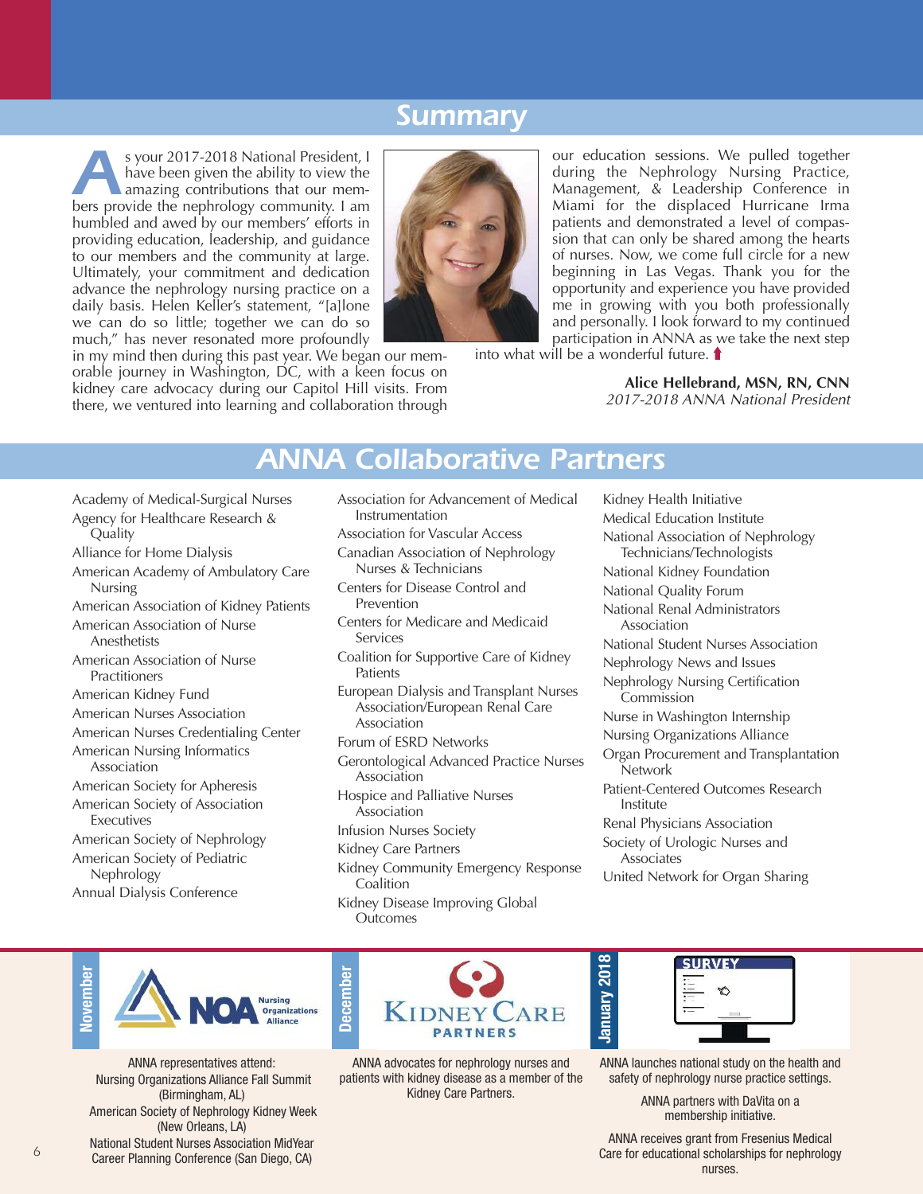## Summary

As your 2017-2018 National President, I have been given the ability to view the amazing contributions that our members provide the nephrology community. I am humbled and awed by our members' efforts in providing education, leadership, and guidance to our members and the community at large. Ultimately, your commitment and dedication advance the nephrology nursing practice on a daily basis. Helen Keller's statement, "[a]lone we can do so little; together we can do so much," has never resonated more profoundly in my mind then during this past year. We began our memorable journey in Washington, DC, with a keen focus on kidney care advocacy during our Capitol Hill visits. From there, we ventured into learning and collaboration through our education sessions. We pulled together during the Nephrology Nursing Practice, Management, & Leadership Conference in Miami for the displaced Hurricane Irma patients and demonstrated a level of compassion that can only be shared among the hearts of nurses. Now, we come full circle for a new beginning in Las Vegas. Thank you for the opportunity and experience you have provided me in growing with you both professionally and personally. I look forward to my continued participation in ANNA as we take the next step into what will be a wonderful future.

**Alice Hellebrand, MSN, RN, CNN**
*2017-2018 ANNA National President*

## ANNA Collaborative Partners

- Academy of Medical-Surgical Nurses
- Agency for Healthcare Research & Quality
- Alliance for Home Dialysis
- American Academy of Ambulatory Care Nursing
- American Association of Kidney Patients
- American Association of Nurse Anesthetists
- American Association of Nurse Practitioners
- American Kidney Fund
- American Nurses Association
- American Nurses Credentialing Center
- American Nursing Informatics Association
- American Society for Apheresis
- American Society of Association Executives
- American Society of Nephrology
- American Society of Pediatric Nephrology
- Annual Dialysis Conference
- Association for Advancement of Medical Instrumentation
- Association for Vascular Access
- Canadian Association of Nephrology Nurses & Technicians
- Centers for Disease Control and Prevention
- Centers for Medicare and Medicaid Services
- Coalition for Supportive Care of Kidney Patients
- European Dialysis and Transplant Nurses Association/European Renal Care Association
- Forum of ESRD Networks
- Gerontological Advanced Practice Nurses Association
- Hospice and Palliative Nurses Association
- Infusion Nurses Society
- Kidney Care Partners
- Kidney Community Emergency Response Coalition
- Kidney Disease Improving Global Outcomes
- Kidney Health Initiative
- Medical Education Institute
- National Association of Nephrology Technicians/Technologists
- National Kidney Foundation
- National Quality Forum
- National Renal Administrators Association
- National Student Nurses Association
- Nephrology News and Issues
- Nephrology Nursing Certification Commission
- Nurse in Washington Internship
- Nursing Organizations Alliance
- Organ Procurement and Transplantation Network
- Patient-Centered Outcomes Research Institute
- Renal Physicians Association
- Society of Urologic Nurses and Associates
- United Network for Organ Sharing

**November**

ANNA representatives attend:
Nursing Organizations Alliance Fall Summit (Birmingham, AL)
American Society of Nephrology Kidney Week (New Orleans, LA)
National Student Nurses Association MidYear Career Planning Conference (San Diego, CA)

**December**

ANNA advocates for nephrology nurses and patients with kidney disease as a member of the Kidney Care Partners.

**January 2018**

ANNA launches national study on the health and safety of nephrology nurse practice settings.

ANNA partners with DaVita on a membership initiative.

ANNA receives grant from Fresenius Medical Care for educational scholarships for nephrology nurses.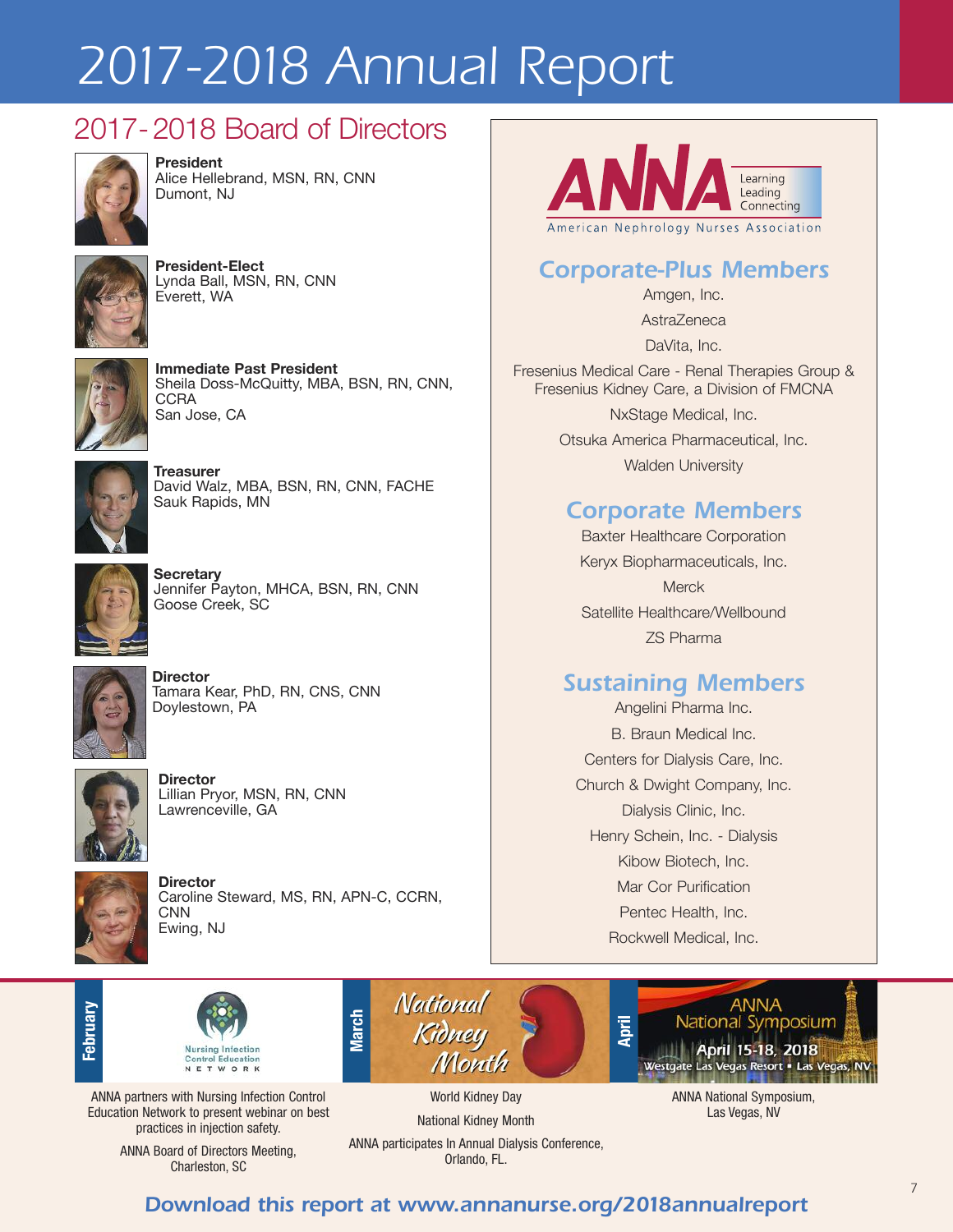# 2017-2018 Annual Report

## 2017-2018 Board of Directors

**President**
Alice Hellebrand, MSN, RN, CNN
Dumont, NJ

**President-Elect**
Lynda Ball, MSN, RN, CNN
Everett, WA

**Immediate Past President**
Sheila Doss-McQuitty, MBA, BSN, RN, CNN, CCRA
San Jose, CA

**Treasurer**
David Walz, MBA, BSN, RN, CNN, FACHE
Sauk Rapids, MN

**Secretary**
Jennifer Payton, MHCA, BSN, RN, CNN
Goose Creek, SC

**Director**
Tamara Kear, PhD, RN, CNS, CNN
Doylestown, PA

**Director**
Lillian Pryor, MSN, RN, CNN
Lawrenceville, GA

**Director**
Caroline Steward, MS, RN, APN-C, CCRN, CNN
Ewing, NJ

ANNA Learning Leading Connecting
American Nephrology Nurses Association

### Corporate-Plus Members

Amgen, Inc.
AstraZeneca
DaVita, Inc.
Fresenius Medical Care - Renal Therapies Group & Fresenius Kidney Care, a Division of FMCNA
NxStage Medical, Inc.
Otsuka America Pharmaceutical, Inc.
Walden University

### Corporate Members

Baxter Healthcare Corporation
Keryx Biopharmaceuticals, Inc.
Merck
Satellite Healthcare/Wellbound
ZS Pharma

### Sustaining Members

Angelini Pharma Inc.
B. Braun Medical Inc.
Centers for Dialysis Care, Inc.
Church & Dwight Company, Inc.
Dialysis Clinic, Inc.
Henry Schein, Inc. - Dialysis
Kibow Biotech, Inc.
Mar Cor Purification
Pentec Health, Inc.
Rockwell Medical, Inc.

**February**

Nursing Infection Control Education Network

ANNA partners with Nursing Infection Control Education Network to present webinar on best practices in injection safety.

ANNA Board of Directors Meeting, Charleston, SC

**March**

National Kidney Month

World Kidney Day

National Kidney Month

ANNA participates In Annual Dialysis Conference, Orlando, FL.

**April**

ANNA National Symposium
April 15-18, 2018
Westgate Las Vegas Resort • Las Vegas, NV

ANNA National Symposium, Las Vegas, NV

*Download this report at www.annanurse.org/2018annualreport*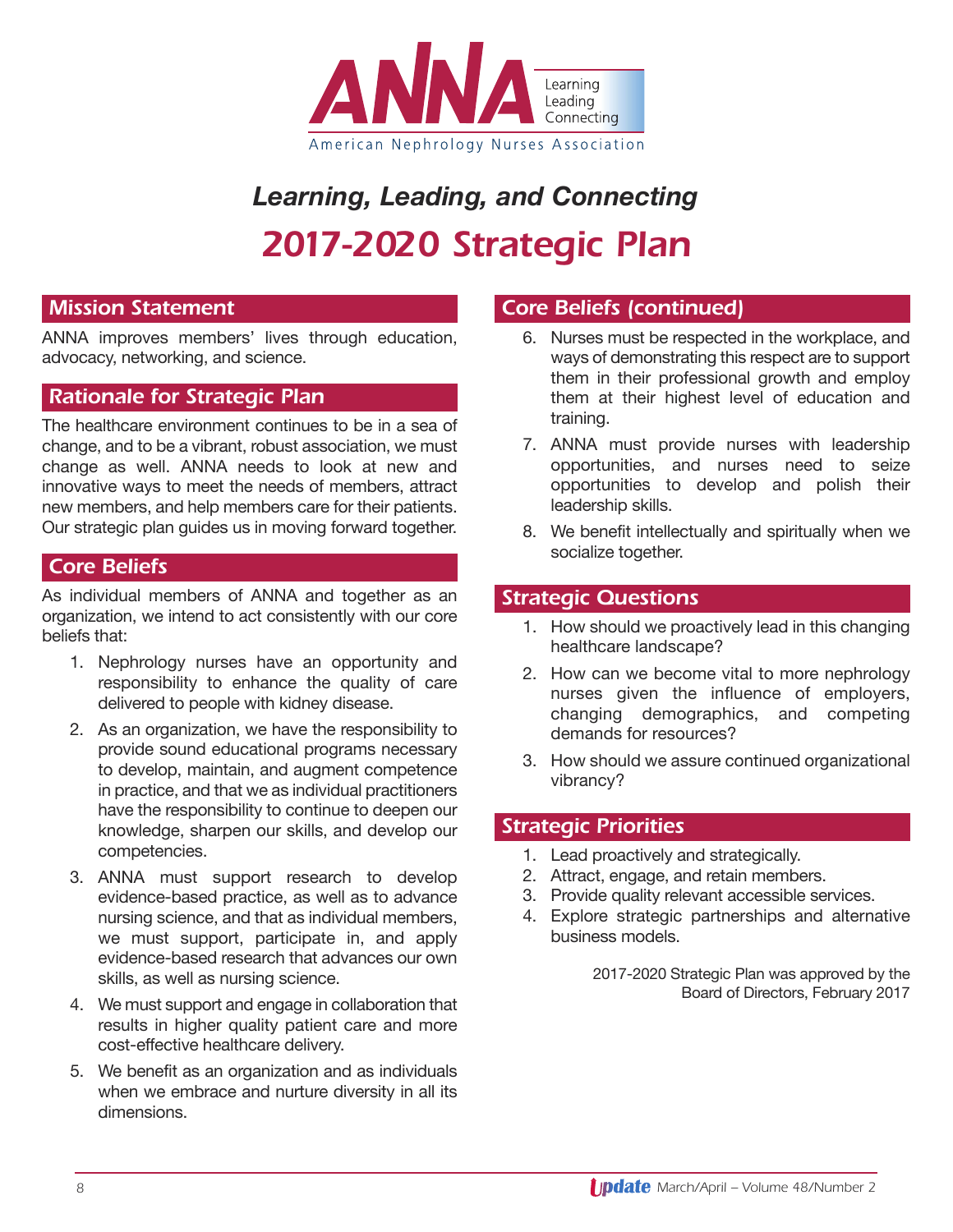ANNA

Learning
Leading
Connecting

American Nephrology Nurses Association

## *Learning, Leading, and Connecting*

# *2017-2020 Strategic Plan*

### Mission Statement

ANNA improves members' lives through education, advocacy, networking, and science.

### Rationale for Strategic Plan

The healthcare environment continues to be in a sea of change, and to be a vibrant, robust association, we must change as well. ANNA needs to look at new and innovative ways to meet the needs of members, attract new members, and help members care for their patients. Our strategic plan guides us in moving forward together.

### Core Beliefs

As individual members of ANNA and together as an organization, we intend to act consistently with our core beliefs that:

1. Nephrology nurses have an opportunity and responsibility to enhance the quality of care delivered to people with kidney disease.
2. As an organization, we have the responsibility to provide sound educational programs necessary to develop, maintain, and augment competence in practice, and that we as individual practitioners have the responsibility to continue to deepen our knowledge, sharpen our skills, and develop our competencies.
3. ANNA must support research to develop evidence-based practice, as well as to advance nursing science, and that as individual members, we must support, participate in, and apply evidence-based research that advances our own skills, as well as nursing science.
4. We must support and engage in collaboration that results in higher quality patient care and more cost-effective healthcare delivery.
5. We benefit as an organization and as individuals when we embrace and nurture diversity in all its dimensions.

### Core Beliefs (continued)

6. Nurses must be respected in the workplace, and ways of demonstrating this respect are to support them in their professional growth and employ them at their highest level of education and training.
7. ANNA must provide nurses with leadership opportunities, and nurses need to seize opportunities to develop and polish their leadership skills.
8. We benefit intellectually and spiritually when we socialize together.

### Strategic Questions

1. How should we proactively lead in this changing healthcare landscape?
2. How can we become vital to more nephrology nurses given the influence of employers, changing demographics, and competing demands for resources?
3. How should we assure continued organizational vibrancy?

### Strategic Priorities

1. Lead proactively and strategically.
2. Attract, engage, and retain members.
3. Provide quality relevant accessible services.
4. Explore strategic partnerships and alternative business models.

2017-2020 Strategic Plan was approved by the Board of Directors, February 2017